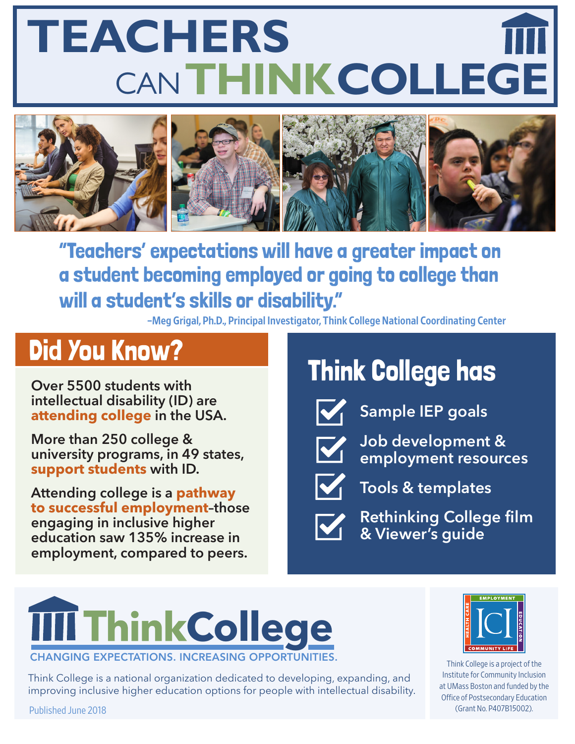# TEACHERS CAN THINK COLLEGE

**"Teachers' expectations will have a greater impact on a student becoming employed or going to college than will a student's skills or disability."**

–Meg Grigal, Ph.D., Principal Investigator, Think College National Coordinating Center

## Did You Know?

Over 5500 students with intellectual disability (ID) are **attending college** in the USA.

More than 250 college & university programs, in 49 states, **support students** with ID.

Attending college is a **pathway to successful employment**–those engaging in inclusive higher education saw 135% increase in employment, compared to peers.

## Think College has

- Sample IEP goals
- Job development & employment resources
- Tools & templates
- Rethinking College film & Viewer's guide

## ThinkCollege

CHANGING EXPECTATIONS. INCREASING OPPORTUNITIES.

Think College is a national organization dedicated to developing, expanding, and improving inclusive higher education options for people with intellectual disability.

Published June 2018

ICI — EMPLOYMENT, EDUCATION, COMMUNITY LIFE, HEALTH CARE

Think College is a project of the Institute for Community Inclusion at UMass Boston and funded by the Office of Postsecondary Education (Grant No. P407B15002).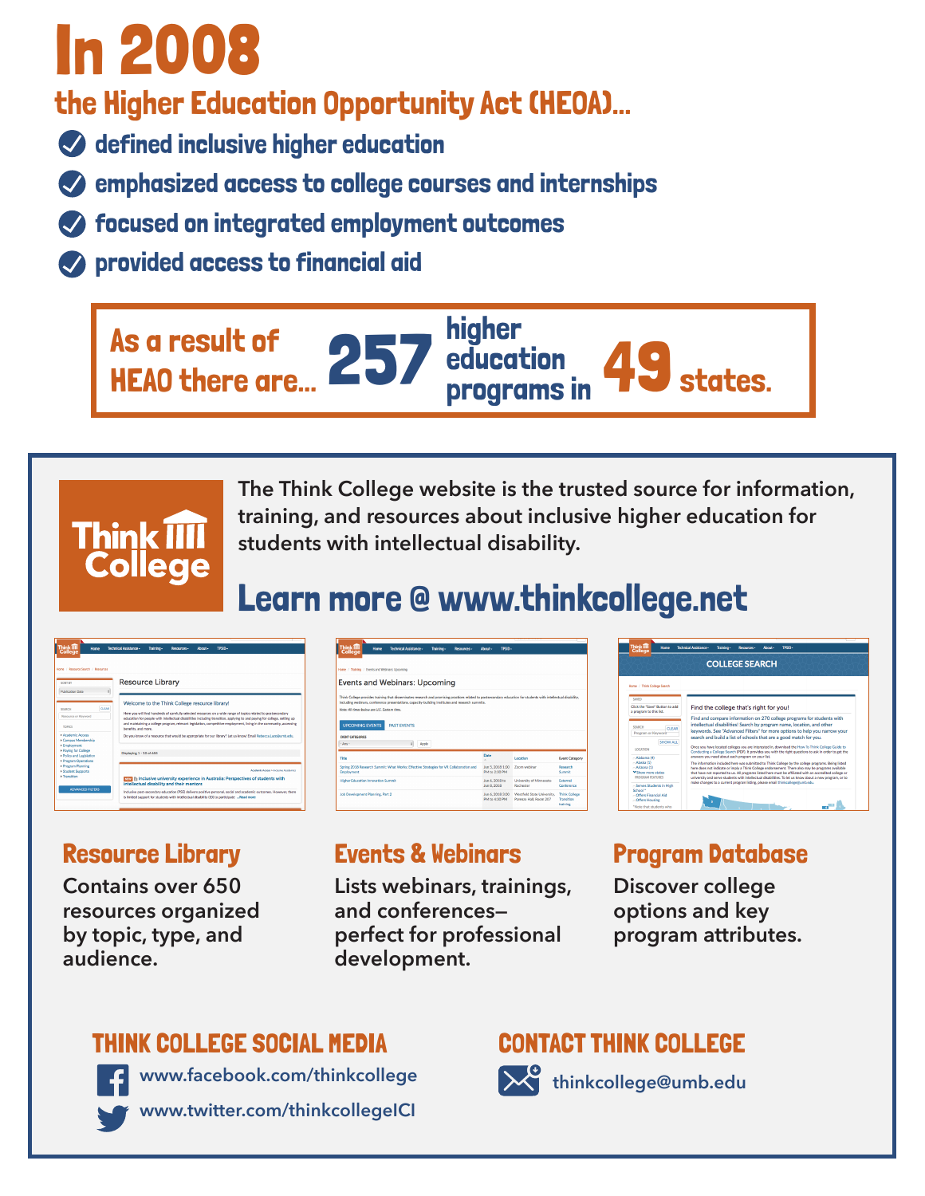# In 2008

## the Higher Education Opportunity Act (HEOA)...

- defined inclusive higher education
- emphasized access to college courses and internships
- focused on integrated employment outcomes
- provided access to financial aid

As a result of HEAO there are... **257** higher education programs in **49** states.

Think College

The Think College website is the trusted source for information, training, and resources about inclusive higher education for students with intellectual disability.

## Learn more @ www.thinkcollege.net

### Resource Library

Contains over 650 resources organized by topic, type, and audience.

### Events & Webinars

Lists webinars, trainings, and conferences—perfect for professional development.

### Program Database

Discover college options and key program attributes.

### THINK COLLEGE SOCIAL MEDIA

www.facebook.com/thinkcollege

www.twitter.com/thinkcollegeICI

### CONTACT THINK COLLEGE

thinkcollege@umb.edu